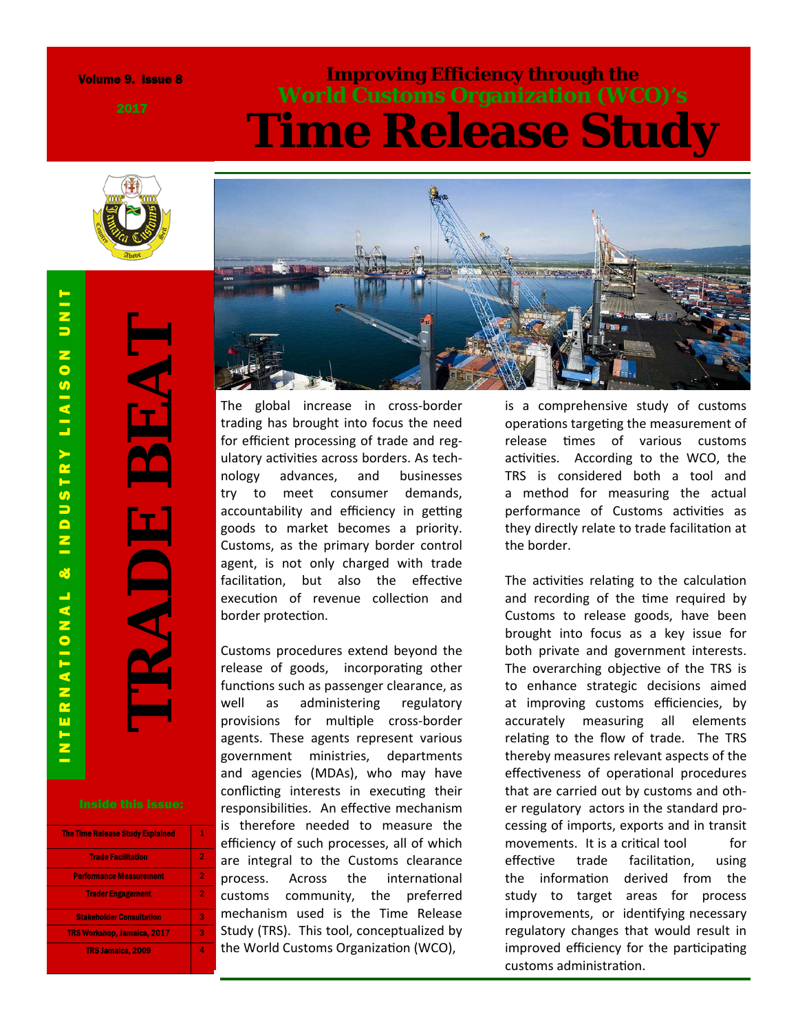Volume 9. Issue 8

2017

# Improving Efficiency through the World Customs Organization (WCO)'s Time Release Study

INTERNATIONAL & INDUSTRY LIAISON UNIT

TRADE BEAT

**Inside this issue:**

| | |
|---|---|
| The Time Release Study Explained | 1 |
| Trade Facilitation | 2 |
| Performance Measurement | 2 |
| Trader Engagement | 2 |
| Stakeholder Consultation | 3 |
| TRS Workshop, Jamaica, 2017 | 3 |
| TRS Jamaica, 2009 | 4 |

The global increase in cross-border trading has brought into focus the need for efficient processing of trade and regulatory activities across borders. As technology advances, and businesses try to meet consumer demands, accountability and efficiency in getting goods to market becomes a priority. Customs, as the primary border control agent, is not only charged with trade facilitation, but also the effective execution of revenue collection and border protection.

Customs procedures extend beyond the release of goods, incorporating other functions such as passenger clearance, as well as administering regulatory provisions for multiple cross-border agents. These agents represent various government ministries, departments and agencies (MDAs), who may have conflicting interests in executing their responsibilities. An effective mechanism is therefore needed to measure the efficiency of such processes, all of which are integral to the Customs clearance process. Across the international customs community, the preferred mechanism used is the Time Release Study (TRS). This tool, conceptualized by the World Customs Organization (WCO), is a comprehensive study of customs operations targeting the measurement of release times of various customs activities. According to the WCO, the TRS is considered both a tool and a method for measuring the actual performance of Customs activities as they directly relate to trade facilitation at the border.

The activities relating to the calculation and recording of the time required by Customs to release goods, have been brought into focus as a key issue for both private and government interests. The overarching objective of the TRS is to enhance strategic decisions aimed at improving customs efficiencies, by accurately measuring all elements relating to the flow of trade. The TRS thereby measures relevant aspects of the effectiveness of operational procedures that are carried out by customs and other regulatory actors in the standard processing of imports, exports and in transit movements. It is a critical tool for effective trade facilitation, using the information derived from the study to target areas for process improvements, or identifying necessary regulatory changes that would result in improved efficiency for the participating customs administration.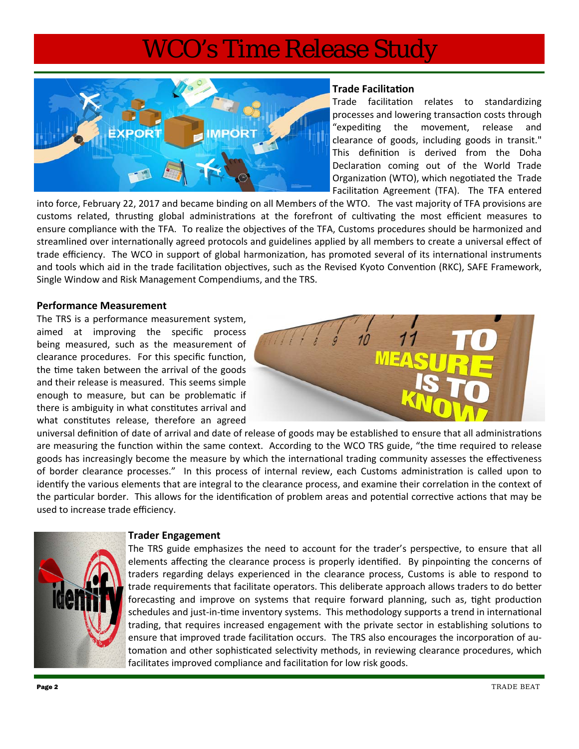# WCO's Time Release Study

### Trade Facilitation

Trade facilitation relates to standardizing processes and lowering transaction costs through "expediting the movement, release and clearance of goods, including goods in transit." This definition is derived from the Doha Declaration coming out of the World Trade Organization (WTO), which negotiated the Trade Facilitation Agreement (TFA). The TFA entered into force, February 22, 2017 and became binding on all Members of the WTO. The vast majority of TFA provisions are customs related, thrusting global administrations at the forefront of cultivating the most efficient measures to ensure compliance with the TFA. To realize the objectives of the TFA, Customs procedures should be harmonized and streamlined over internationally agreed protocols and guidelines applied by all members to create a universal effect of trade efficiency. The WCO in support of global harmonization, has promoted several of its international instruments and tools which aid in the trade facilitation objectives, such as the Revised Kyoto Convention (RKC), SAFE Framework, Single Window and Risk Management Compendiums, and the TRS.

### Performance Measurement

The TRS is a performance measurement system, aimed at improving the specific process being measured, such as the measurement of clearance procedures. For this specific function, the time taken between the arrival of the goods and their release is measured. This seems simple enough to measure, but can be problematic if there is ambiguity in what constitutes arrival and what constitutes release, therefore an agreed universal definition of date of arrival and date of release of goods may be established to ensure that all administrations are measuring the function within the same context. According to the WCO TRS guide, "the time required to release goods has increasingly become the measure by which the international trading community assesses the effectiveness of border clearance processes." In this process of internal review, each Customs administration is called upon to identify the various elements that are integral to the clearance process, and examine their correlation in the context of the particular border. This allows for the identification of problem areas and potential corrective actions that may be used to increase trade efficiency.

### Trader Engagement

The TRS guide emphasizes the need to account for the trader's perspective, to ensure that all elements affecting the clearance process is properly identified. By pinpointing the concerns of traders regarding delays experienced in the clearance process, Customs is able to respond to trade requirements that facilitate operators. This deliberate approach allows traders to do better forecasting and improve on systems that require forward planning, such as, tight production schedules and just-in-time inventory systems. This methodology supports a trend in international trading, that requires increased engagement with the private sector in establishing solutions to ensure that improved trade facilitation occurs. The TRS also encourages the incorporation of automation and other sophisticated selectivity methods, in reviewing clearance procedures, which facilitates improved compliance and facilitation for low risk goods.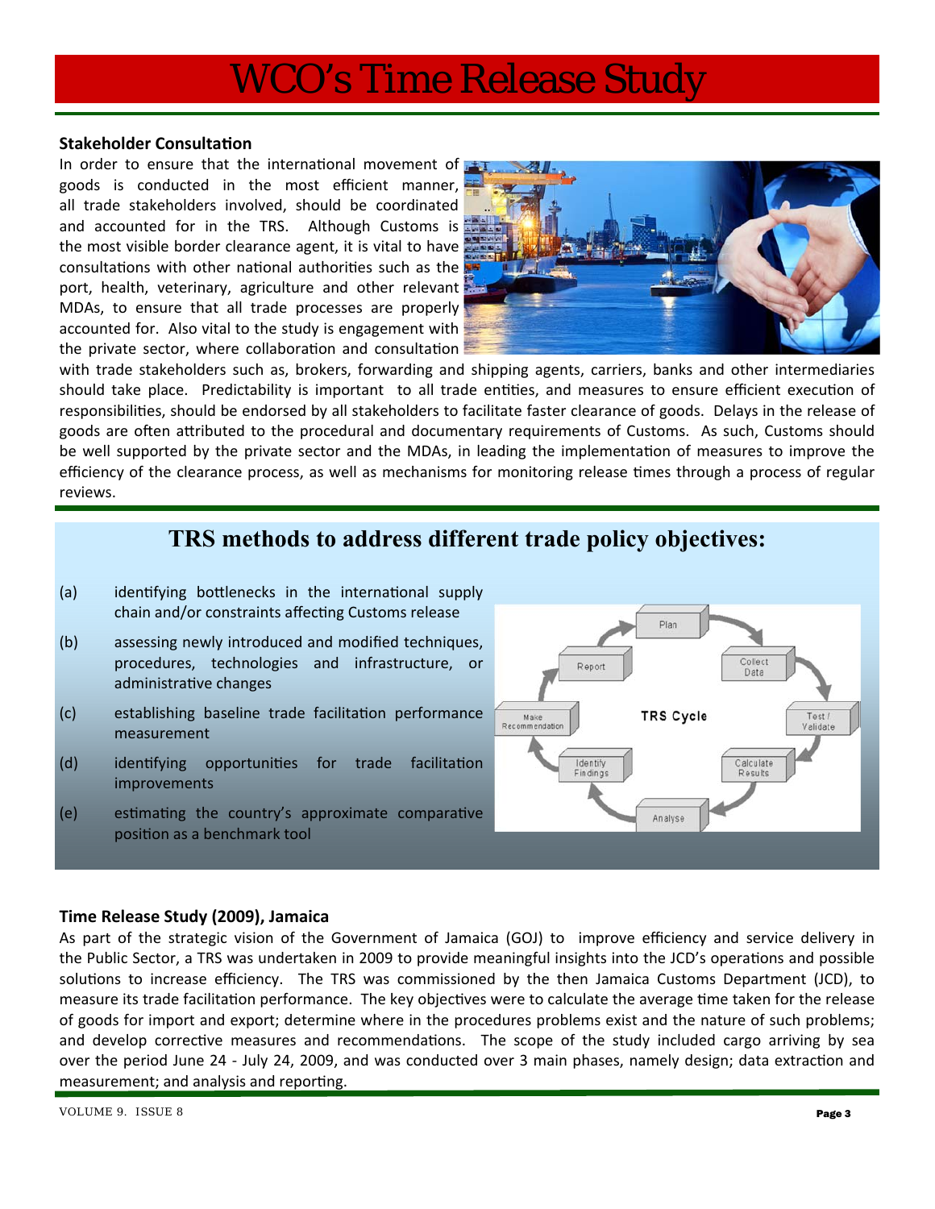# WCO's Time Release Study

### Stakeholder Consultation

In order to ensure that the international movement of goods is conducted in the most efficient manner, all trade stakeholders involved, should be coordinated and accounted for in the TRS. Although Customs is the most visible border clearance agent, it is vital to have consultations with other national authorities such as the port, health, veterinary, agriculture and other relevant MDAs, to ensure that all trade processes are properly accounted for. Also vital to the study is engagement with the private sector, where collaboration and consultation with trade stakeholders such as, brokers, forwarding and shipping agents, carriers, banks and other intermediaries should take place. Predictability is important to all trade entities, and measures to ensure efficient execution of responsibilities, should be endorsed by all stakeholders to facilitate faster clearance of goods. Delays in the release of goods are often attributed to the procedural and documentary requirements of Customs. As such, Customs should be well supported by the private sector and the MDAs, in leading the implementation of measures to improve the efficiency of the clearance process, as well as mechanisms for monitoring release times through a process of regular reviews.

## TRS methods to address different trade policy objectives:

(a) identifying bottlenecks in the international supply chain and/or constraints affecting Customs release

(b) assessing newly introduced and modified techniques, procedures, technologies and infrastructure, or administrative changes

(c) establishing baseline trade facilitation performance measurement

(d) identifying opportunities for trade facilitation improvements

(e) estimating the country's approximate comparative position as a benchmark tool

### Time Release Study (2009), Jamaica

As part of the strategic vision of the Government of Jamaica (GOJ) to improve efficiency and service delivery in the Public Sector, a TRS was undertaken in 2009 to provide meaningful insights into the JCD's operations and possible solutions to increase efficiency. The TRS was commissioned by the then Jamaica Customs Department (JCD), to measure its trade facilitation performance. The key objectives were to calculate the average time taken for the release of goods for import and export; determine where in the procedures problems exist and the nature of such problems; and develop corrective measures and recommendations. The scope of the study included cargo arriving by sea over the period June 24 - July 24, 2009, and was conducted over 3 main phases, namely design; data extraction and measurement; and analysis and reporting.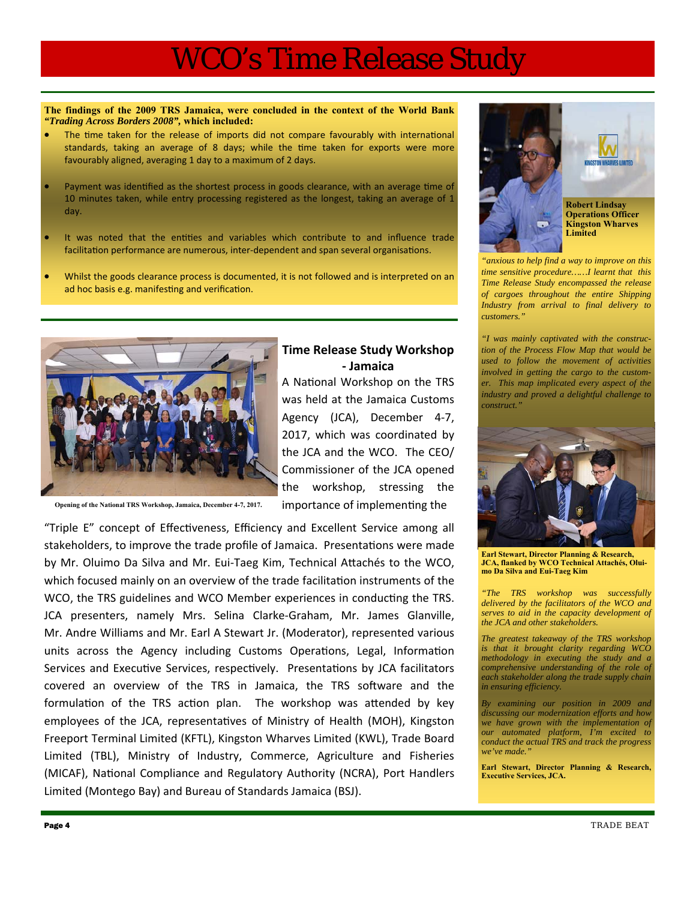# WCO's Time Release Study

**The findings of the 2009 TRS Jamaica, were concluded in the context of the World Bank *"Trading Across Borders 2008"*, which included:**

- The time taken for the release of imports did not compare favourably with international standards, taking an average of 8 days; while the time taken for exports were more favourably aligned, averaging 1 day to a maximum of 2 days.
- Payment was identified as the shortest process in goods clearance, with an average time of 10 minutes taken, while entry processing registered as the longest, taking an average of 1 day.
- It was noted that the entities and variables which contribute to and influence trade facilitation performance are numerous, inter-dependent and span several organisations.
- Whilst the goods clearance process is documented, it is not followed and is interpreted on an ad hoc basis e.g. manifesting and verification.

Opening of the National TRS Workshop, Jamaica, December 4-7, 2017.

## Time Release Study Workshop - Jamaica

A National Workshop on the TRS was held at the Jamaica Customs Agency (JCA), December 4-7, 2017, which was coordinated by the JCA and the WCO. The CEO/ Commissioner of the JCA opened the workshop, stressing the importance of implementing the "Triple E" concept of Effectiveness, Efficiency and Excellent Service among all stakeholders, to improve the trade profile of Jamaica. Presentations were made by Mr. Oluimo Da Silva and Mr. Eui-Taeg Kim, Technical Attachés to the WCO, which focused mainly on an overview of the trade facilitation instruments of the WCO, the TRS guidelines and WCO Member experiences in conducting the TRS. JCA presenters, namely Mrs. Selina Clarke-Graham, Mr. James Glanville, Mr. Andre Williams and Mr. Earl A Stewart Jr. (Moderator), represented various units across the Agency including Customs Operations, Legal, Information Services and Executive Services, respectively. Presentations by JCA facilitators covered an overview of the TRS in Jamaica, the TRS software and the formulation of the TRS action plan. The workshop was attended by key employees of the JCA, representatives of Ministry of Health (MOH), Kingston Freeport Terminal Limited (KFTL), Kingston Wharves Limited (KWL), Trade Board Limited (TBL), Ministry of Industry, Commerce, Agriculture and Fisheries (MICAF), National Compliance and Regulatory Authority (NCRA), Port Handlers Limited (Montego Bay) and Bureau of Standards Jamaica (BSJ).

**Robert Lindsay**
**Operations Officer**
**Kingston Wharves Limited**

*"anxious to help find a way to improve on this time sensitive procedure……I learnt that this Time Release Study encompassed the release of cargoes throughout the entire Shipping Industry from arrival to final delivery to customers."*

*"I was mainly captivated with the construction of the Process Flow Map that would be used to follow the movement of activities involved in getting the cargo to the customer. This map implicated every aspect of the industry and proved a delightful challenge to construct."*

**Earl Stewart, Director Planning & Research, JCA, flanked by WCO Technical Attachés, Oluimo Da Silva and Eui-Taeg Kim**

*"The TRS workshop was successfully delivered by the facilitators of the WCO and serves to aid in the capacity development of the JCA and other stakeholders.*

*The greatest takeaway of the TRS workshop is that it brought clarity regarding WCO methodology in executing the study and a comprehensive understanding of the role of each stakeholder along the trade supply chain in ensuring efficiency.*

*By examining our position in 2009 and discussing our modernization efforts and how we have grown with the implementation of our automated platform, I'm excited to conduct the actual TRS and track the progress we've made."*

**Earl Stewart, Director Planning & Research, Executive Services, JCA.**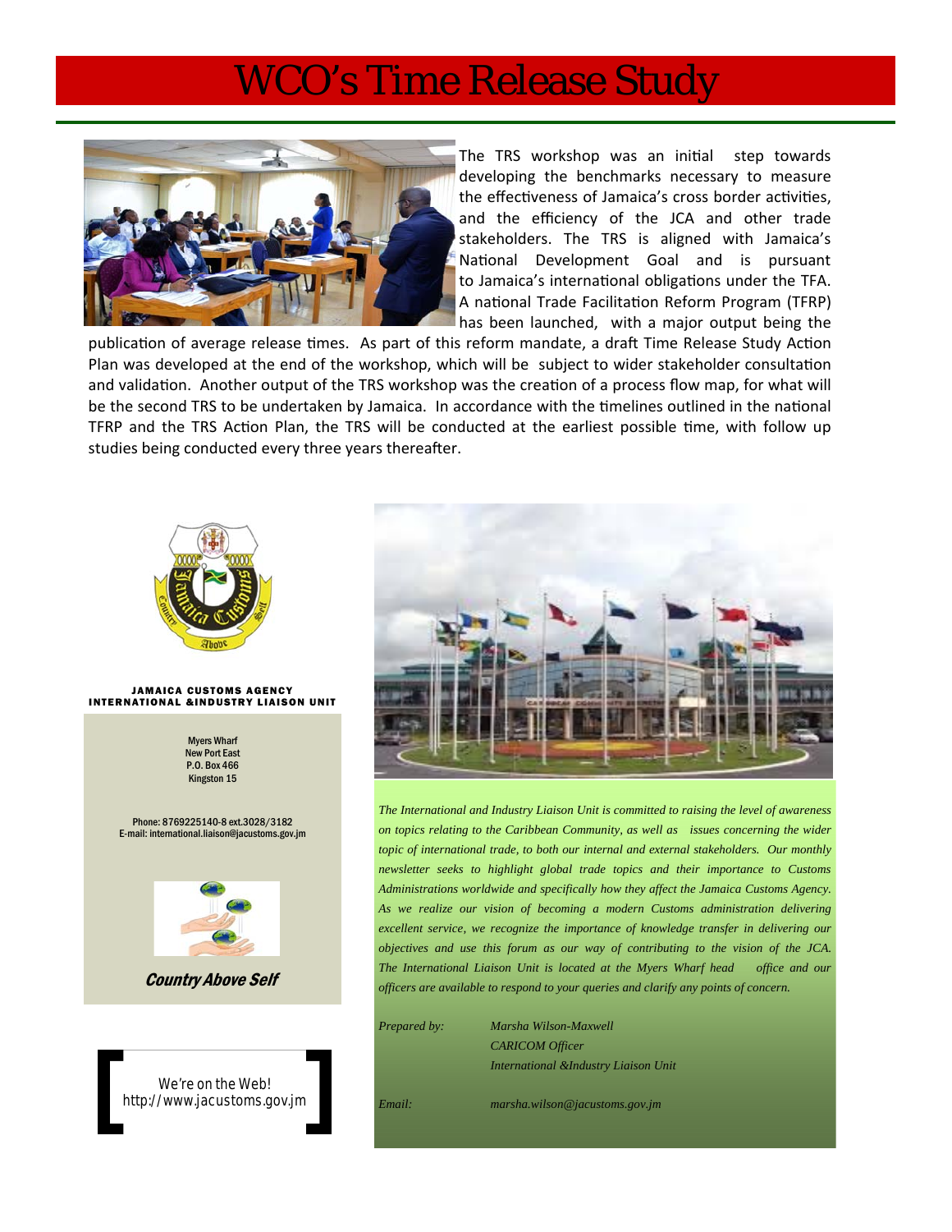# WCO's Time Release Study

The TRS workshop was an initial step towards developing the benchmarks necessary to measure the effectiveness of Jamaica's cross border activities, and the efficiency of the JCA and other trade stakeholders. The TRS is aligned with Jamaica's National Development Goal and is pursuant to Jamaica's international obligations under the TFA. A national Trade Facilitation Reform Program (TFRP) has been launched, with a major output being the publication of average release times. As part of this reform mandate, a draft Time Release Study Action Plan was developed at the end of the workshop, which will be subject to wider stakeholder consultation and validation. Another output of the TRS workshop was the creation of a process flow map, for what will be the second TRS to be undertaken by Jamaica. In accordance with the timelines outlined in the national TFRP and the TRS Action Plan, the TRS will be conducted at the earliest possible time, with follow up studies being conducted every three years thereafter.

**JAMAICA CUSTOMS AGENCY**
**INTERNATIONAL &INDUSTRY LIAISON UNIT**

Myers Wharf
New Port East
P.O. Box 466
Kingston 15

Phone: 8769225140-8 ext.3028/3182
E-mail: international.liaison@jacustoms.gov.jm

***Country Above Self***

We're on the Web!
http://www.jacustoms.gov.jm

*The International and Industry Liaison Unit is committed to raising the level of awareness on topics relating to the Caribbean Community, as well as issues concerning the wider topic of international trade, to both our internal and external stakeholders. Our monthly newsletter seeks to highlight global trade topics and their importance to Customs Administrations worldwide and specifically how they affect the Jamaica Customs Agency. As we realize our vision of becoming a modern Customs administration delivering excellent service, we recognize the importance of knowledge transfer in delivering our objectives and use this forum as our way of contributing to the vision of the JCA. The International Liaison Unit is located at the Myers Wharf head office and our officers are available to respond to your queries and clarify any points of concern.*

*Prepared by:* *Marsha Wilson-Maxwell*
*CARICOM Officer*
*International &Industry Liaison Unit*

*Email:* *marsha.wilson@jacustoms.gov.jm*